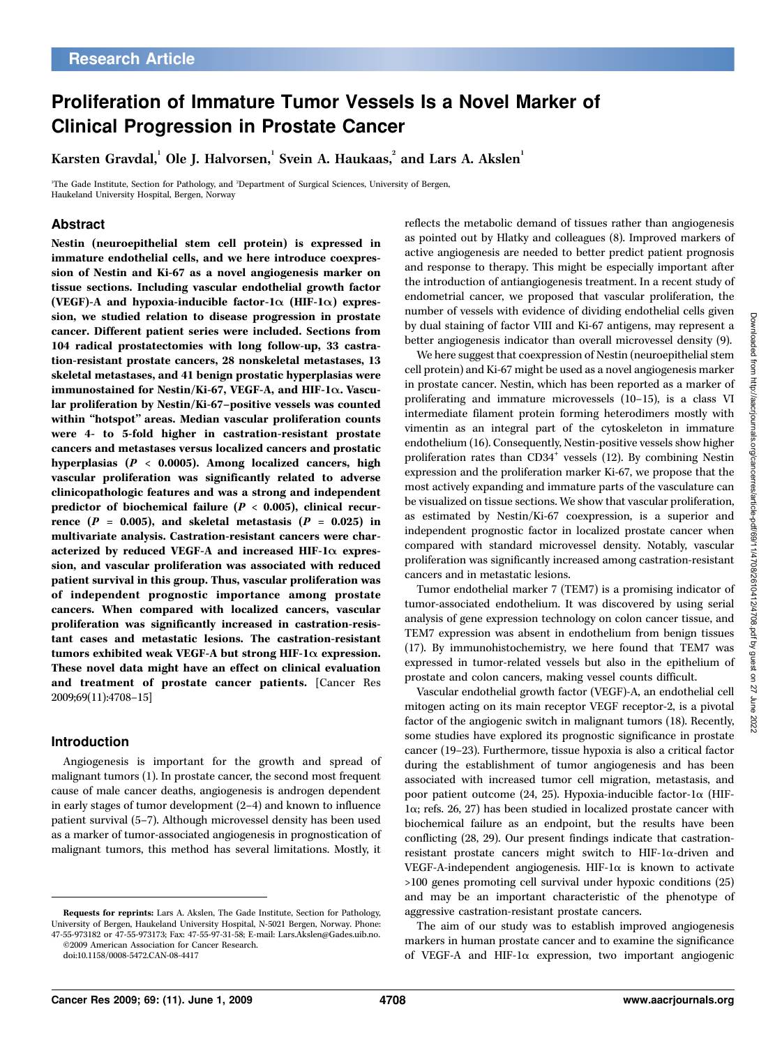Research Article

# Proliferation of Immature Tumor Vessels Is a Novel Marker of Clinical Progression in Prostate Cancer

Karsten Gravdal,[1] Ole J. Halvorsen,[1] Svein A. Haukaas,[2] and Lars A. Akslen[1]

[1]The Gade Institute, Section for Pathology, and [2]Department of Surgical Sciences, University of Bergen, Haukeland University Hospital, Bergen, Norway

## Abstract

**Nestin (neuroepithelial stem cell protein) is expressed in immature endothelial cells, and we here introduce coexpression of Nestin and Ki-67 as a novel angiogenesis marker on tissue sections. Including vascular endothelial growth factor (VEGF)-A and hypoxia-inducible factor-1α (HIF-1α) expression, we studied relation to disease progression in prostate cancer. Different patient series were included. Sections from 104 radical prostatectomies with long follow-up, 33 castration-resistant prostate cancers, 28 nonskeletal metastases, 13 skeletal metastases, and 41 benign prostatic hyperplasias were immunostained for Nestin/Ki-67, VEGF-A, and HIF-1α. Vascular proliferation by Nestin/Ki-67–positive vessels was counted within "hotspot" areas. Median vascular proliferation counts were 4- to 5-fold higher in castration-resistant prostate cancers and metastases versus localized cancers and prostatic hyperplasias ($P$ < 0.0005). Among localized cancers, high vascular proliferation was significantly related to adverse clinicopathologic features and was a strong and independent predictor of biochemical failure ($P$ < 0.005), clinical recurrence ($P$ = 0.005), and skeletal metastasis ($P$ = 0.025) in multivariate analysis. Castration-resistant cancers were characterized by reduced VEGF-A and increased HIF-1α expression, and vascular proliferation was associated with reduced patient survival in this group. Thus, vascular proliferation was of independent prognostic importance among prostate cancers. When compared with localized cancers, vascular proliferation was significantly increased in castration-resistant cases and metastatic lesions. The castration-resistant tumors exhibited weak VEGF-A but strong HIF-1α expression. These novel data might have an effect on clinical evaluation and treatment of prostate cancer patients.** [Cancer Res 2009;69(11):4708–15]

## Introduction

Angiogenesis is important for the growth and spread of malignant tumors (1). In prostate cancer, the second most frequent cause of male cancer deaths, angiogenesis is androgen dependent in early stages of tumor development (2–4) and known to influence patient survival (5–7). Although microvessel density has been used as a marker of tumor-associated angiogenesis in prognostication of malignant tumors, this method has several limitations. Mostly, it reflects the metabolic demand of tissues rather than angiogenesis as pointed out by Hlatky and colleagues (8). Improved markers of active angiogenesis are needed to better predict patient prognosis and response to therapy. This might be especially important after the introduction of antiangiogenesis treatment. In a recent study of endometrial cancer, we proposed that vascular proliferation, the number of vessels with evidence of dividing endothelial cells given by dual staining of factor VIII and Ki-67 antigens, may represent a better angiogenesis indicator than overall microvessel density (9).

We here suggest that coexpression of Nestin (neuroepithelial stem cell protein) and Ki-67 might be used as a novel angiogenesis marker in prostate cancer. Nestin, which has been reported as a marker of proliferating and immature microvessels (10–15), is a class VI intermediate filament protein forming heterodimers mostly with vimentin as an integral part of the cytoskeleton in immature endothelium (16). Consequently, Nestin-positive vessels show higher proliferation rates than CD34[+] vessels (12). By combining Nestin expression and the proliferation marker Ki-67, we propose that the most actively expanding and immature parts of the vasculature can be visualized on tissue sections. We show that vascular proliferation, as estimated by Nestin/Ki-67 coexpression, is a superior and independent prognostic factor in localized prostate cancer when compared with standard microvessel density. Notably, vascular proliferation was significantly increased among castration-resistant cancers and in metastatic lesions.

Tumor endothelial marker 7 (TEM7) is a promising indicator of tumor-associated endothelium. It was discovered by using serial analysis of gene expression technology on colon cancer tissue, and TEM7 expression was absent in endothelium from benign tissues (17). By immunohistochemistry, we here found that TEM7 was expressed in tumor-related vessels but also in the epithelium of prostate and colon cancers, making vessel counts difficult.

Vascular endothelial growth factor (VEGF)-A, an endothelial cell mitogen acting on its main receptor VEGF receptor-2, is a pivotal factor of the angiogenic switch in malignant tumors (18). Recently, some studies have explored its prognostic significance in prostate cancer (19–23). Furthermore, tissue hypoxia is also a critical factor during the establishment of tumor angiogenesis and has been associated with increased tumor cell migration, metastasis, and poor patient outcome (24, 25). Hypoxia-inducible factor-1α (HIF-1α; refs. 26, 27) has been studied in localized prostate cancer with biochemical failure as an endpoint, but the results have been conflicting (28, 29). Our present findings indicate that castration-resistant prostate cancers might switch to HIF-1α-driven and VEGF-A-independent angiogenesis. HIF-1α is known to activate >100 genes promoting cell survival under hypoxic conditions (25) and may be an important characteristic of the phenotype of aggressive castration-resistant prostate cancers.

The aim of our study was to establish improved angiogenesis markers in human prostate cancer and to examine the significance of VEGF-A and HIF-1α expression, two important angiogenic

---

**Requests for reprints:** Lars A. Akslen, The Gade Institute, Section for Pathology, University of Bergen, Haukeland University Hospital, N-5021 Bergen, Norway. Phone: 47-55-973182 or 47-55-973173; Fax: 47-55-97-31-58; E-mail: Lars.Akslen@Gades.uib.no.
©2009 American Association for Cancer Research.
doi:10.1158/0008-5472.CAN-08-4417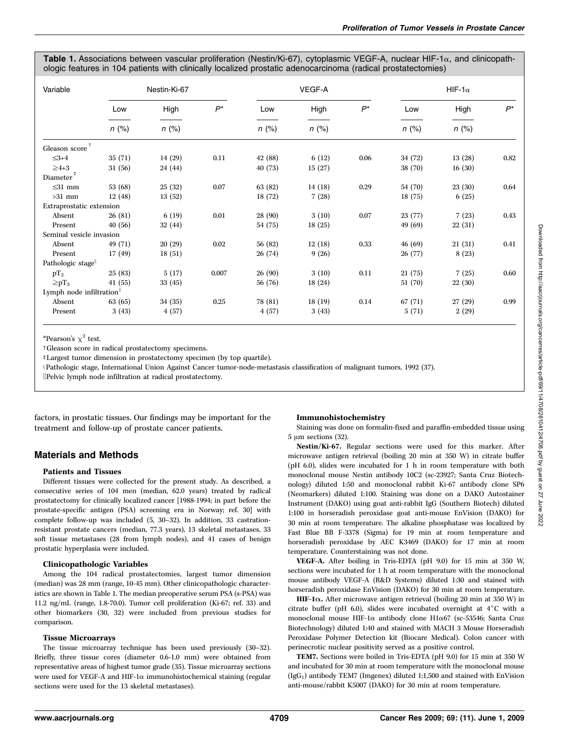**Table 1.** Associations between vascular proliferation (Nestin/Ki-67), cytoplasmic VEGF-A, nuclear HIF-1α, and clinicopathologic features in 104 patients with clinically localized prostatic adenocarcinoma (radical prostatectomies)

| Variable | Nestin-Ki-67 | | | VEGF-A | | | HIF-1α | | |
|---|---|---|---|---|---|---|---|---|---|
| | Low | High | $P$* | Low | High | $P$* | Low | High | $P$* |
| | $n$ (%) | $n$ (%) | | $n$ (%) | $n$ (%) | | $n$ (%) | $n$ (%) | |
| Gleason score† | | | | | | | | | |
| ≤3+4 | 35 (71) | 14 (29) | 0.11 | 42 (88) | 6 (12) | 0.06 | 34 (72) | 13 (28) | 0.82 |
| ≥4+3 | 31 (56) | 24 (44) | | 40 (73) | 15 (27) | | 38 (70) | 16 (30) | |
| Diameter‡ | | | | | | | | | |
| ≤31 mm | 53 (68) | 25 (32) | 0.07 | 63 (82) | 14 (18) | 0.29 | 54 (70) | 23 (30) | 0.64 |
| >31 mm | 12 (48) | 13 (52) | | 18 (72) | 7 (28) | | 18 (75) | 6 (25) | |
| Extraprostatic extension | | | | | | | | | |
| Absent | 26 (81) | 6 (19) | 0.01 | 28 (90) | 3 (10) | 0.07 | 23 (77) | 7 (23) | 0.43 |
| Present | 40 (56) | 32 (44) | | 54 (75) | 18 (25) | | 49 (69) | 22 (31) | |
| Seminal vesicle invasion | | | | | | | | | |
| Absent | 49 (71) | 20 (29) | 0.02 | 56 (82) | 12 (18) | 0.33 | 46 (69) | 21 (31) | 0.41 |
| Present | 17 (49) | 18 (51) | | 26 (74) | 9 (26) | | 26 (77) | 8 (23) | |
| Pathologic stage§ | | | | | | | | | |
| $pT_2$ | 25 (83) | 5 (17) | 0.007 | 26 (90) | 3 (10) | 0.11 | 21 (75) | 7 (25) | 0.60 |
| $\geq pT_3$ | 41 (55) | 33 (45) | | 56 (76) | 18 (24) | | 51 (70) | 22 (30) | |
| Lymph node infiltration‖ | | | | | | | | | |
| Absent | 63 (65) | 34 (35) | 0.25 | 78 (81) | 18 (19) | 0.14 | 67 (71) | 27 (29) | 0.99 |
| Present | 3 (43) | 4 (57) | | 4 (57) | 3 (43) | | 5 (71) | 2 (29) | |

*Pearson's $\chi^2$ test.

†Gleason score in radical prostatectomy specimens.

‡Largest tumor dimension in prostatectomy specimen (by top quartile).

§Pathologic stage, International Union Against Cancer tumor-node-metastasis classification of malignant tumors, 1992 (37).

‖Pelvic lymph node infiltration at radical prostatectomy.

factors, in prostatic tissues. Our findings may be important for the treatment and follow-up of prostate cancer patients.

## Materials and Methods

### Patients and Tissues

Different tissues were collected for the present study. As described, a consecutive series of 104 men (median, 62.0 years) treated by radical prostatectomy for clinically localized cancer [1988-1994; in part before the prostate-specific antigen (PSA) screening era in Norway; ref. 30] with complete follow-up was included (5, 30–32). In addition, 33 castration-resistant prostate cancers (median, 77.3 years), 13 skeletal metastases, 33 soft tissue metastases (28 from lymph nodes), and 41 cases of benign prostatic hyperplasia were included.

### Clinicopathologic Variables

Among the 104 radical prostatectomies, largest tumor dimension (median) was 28 mm (range, 10-45 mm). Other clinicopathologic characteristics are shown in Table 1. The median preoperative serum PSA (s-PSA) was 11.2 ng/mL (range, 1.8-70.0). Tumor cell proliferation (Ki-67; ref. 33) and other biomarkers (30, 32) were included from previous studies for comparison.

### Tissue Microarrays

The tissue microarray technique has been used previously (30–32). Briefly, three tissue cores (diameter 0.6-1.0 mm) were obtained from representative areas of highest tumor grade (35). Tissue microarray sections were used for VEGF-A and HIF-1α immunohistochemical staining (regular sections were used for the 13 skeletal metastases).

### Immunohistochemistry

Staining was done on formalin-fixed and paraffin-embedded tissue using 5 μm sections (32).

**Nestin/Ki-67.** Regular sections were used for this marker. After microwave antigen retrieval (boiling 20 min at 350 W) in citrate buffer (pH 6.0), slides were incubated for 1 h in room temperature with both monoclonal mouse Nestin antibody 10C2 (sc-23927; Santa Cruz Biotechnology) diluted 1:50 and monoclonal rabbit Ki-67 antibody clone SP6 (Neomarkers) diluted 1:100. Staining was done on a DAKO Autostainer Instrument (DAKO) using goat anti-rabbit IgG (Southern Biotech) diluted 1:100 in horseradish peroxidase goat anti-mouse EnVision (DAKO) for 30 min at room temperature. The alkaline phosphatase was localized by Fast Blue BB F-3378 (Sigma) for 19 min at room temperature and horseradish peroxidase by AEC K3469 (DAKO) for 17 min at room temperature. Counterstaining was not done.

**VEGF-A.** After boiling in Tris-EDTA (pH 9.0) for 15 min at 350 W, sections were incubated for 1 h at room temperature with the monoclonal mouse antibody VEGF-A (R&D Systems) diluted 1:30 and stained with horseradish peroxidase EnVision (DAKO) for 30 min at room temperature.

**HIF-1α.** After microwave antigen retrieval (boiling 20 min at 350 W) in citrate buffer (pH 6.0), slides were incubated overnight at 4°C with a monoclonal mouse HIF-1α antibody clone H1α67 (sc-53546; Santa Cruz Biotechnology) diluted 1:40 and stained with MACH 3 Mouse Horseradish Peroxidase Polymer Detection kit (Biocare Medical). Colon cancer with perinecrotic nuclear positivity served as a positive control.

**TEM7.** Sections were boiled in Tris-EDTA (pH 9.0) for 15 min at 350 W and incubated for 30 min at room temperature with the monoclonal mouse ($IgG_1$) antibody TEM7 (Imgenex) diluted 1:1,500 and stained with EnVision anti-mouse/rabbit K5007 (DAKO) for 30 min at room temperature.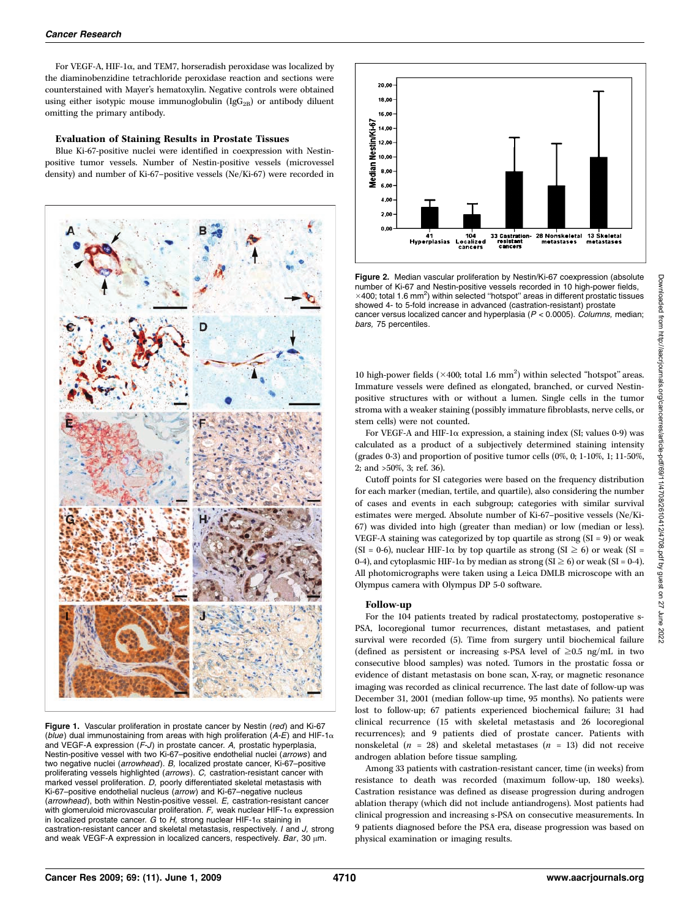For VEGF-A, HIF-1α, and TEM7, horseradish peroxidase was localized by the diaminobenzidine tetrachloride peroxidase reaction and sections were counterstained with Mayer's hematoxylin. Negative controls were obtained using either isotypic mouse immunoglobulin ($IgG_{2B}$) or antibody diluent omitting the primary antibody.

### Evaluation of Staining Results in Prostate Tissues

Blue Ki-67-positive nuclei were identified in coexpression with Nestin-positive tumor vessels. Number of Nestin-positive vessels (microvessel density) and number of Ki-67–positive vessels (Ne/Ki-67) were recorded in 10 high-power fields (×400; total 1.6 $mm^2$) within selected "hotspot" areas. Immature vessels were defined as elongated, branched, or curved Nestin-positive structures with or without a lumen. Single cells in the tumor stroma with a weaker staining (possibly immature fibroblasts, nerve cells, or stem cells) were not counted.

**Figure 1.** Vascular proliferation in prostate cancer by Nestin (*red*) and Ki-67 (*blue*) dual immunostaining from areas with high proliferation (*A-E*) and HIF-1α and VEGF-A expression (*F-J*) in prostate cancer. *A,* prostatic hyperplasia, Nestin-positive vessel with two Ki-67–positive endothelial nuclei (*arrows*) and two negative nuclei (*arrowhead*). *B,* localized prostate cancer, Ki-67–positive proliferating vessels highlighted (*arrows*). *C,* castration-resistant cancer with marked vessel proliferation. *D,* poorly differentiated skeletal metastasis with Ki-67–positive endothelial nucleus (*arrow*) and Ki-67–negative nucleus (*arrowhead*), both within Nestin-positive vessel. *E,* castration-resistant cancer with glomeruloid microvascular proliferation. *F,* weak nuclear HIF-1α expression in localized prostate cancer. *G* to *H,* strong nuclear HIF-1α staining in castration-resistant cancer and skeletal metastasis, respectively. *I* and *J,* strong and weak VEGF-A expression in localized cancers, respectively. *Bar,* 30 μm.

**Figure 2.** Median vascular proliferation by Nestin/Ki-67 coexpression (absolute number of Ki-67 and Nestin-positive vessels recorded in 10 high-power fields, ×400; total 1.6 $mm^2$) within selected "hotspot" areas in different prostatic tissues showed 4- to 5-fold increase in advanced (castration-resistant) prostate cancer versus localized cancer and hyperplasia ($P < 0.0005$). *Columns,* median; *bars,* 75 percentiles.

For VEGF-A and HIF-1α expression, a staining index (SI; values 0-9) was calculated as a product of a subjectively determined staining intensity (grades 0-3) and proportion of positive tumor cells (0%, 0; 1-10%, 1; 11-50%, 2; and >50%, 3; ref. 36).

Cutoff points for SI categories were based on the frequency distribution for each marker (median, tertile, and quartile), also considering the number of cases and events in each subgroup; categories with similar survival estimates were merged. Absolute number of Ki-67–positive vessels (Ne/Ki-67) was divided into high (greater than median) or low (median or less). VEGF-A staining was categorized by top quartile as strong (SI = 9) or weak (SI = 0-6), nuclear HIF-1α by top quartile as strong (SI ≥ 6) or weak (SI = 0-4), and cytoplasmic HIF-1α by median as strong (SI ≥ 6) or weak (SI = 0-4). All photomicrographs were taken using a Leica DMLB microscope with an Olympus camera with Olympus DP 5-0 software.

### Follow-up

For the 104 patients treated by radical prostatectomy, postoperative s-PSA, locoregional tumor recurrences, distant metastases, and patient survival were recorded (5). Time from surgery until biochemical failure (defined as persistent or increasing s-PSA level of ≥0.5 ng/mL in two consecutive blood samples) was noted. Tumors in the prostatic fossa or evidence of distant metastasis on bone scan, X-ray, or magnetic resonance imaging was recorded as clinical recurrence. The last date of follow-up was December 31, 2001 (median follow-up time, 95 months). No patients were lost to follow-up; 67 patients experienced biochemical failure; 31 had clinical recurrence (15 with skeletal metastasis and 26 locoregional recurrences); and 9 patients died of prostate cancer. Patients with nonskeletal ($n$ = 28) and skeletal metastases ($n$ = 13) did not receive androgen ablation before tissue sampling.

Among 33 patients with castration-resistant cancer, time (in weeks) from resistance to death was recorded (maximum follow-up, 180 weeks). Castration resistance was defined as disease progression during androgen ablation therapy (which did not include antiandrogens). Most patients had clinical progression and increasing s-PSA on consecutive measurements. In 9 patients diagnosed before the PSA era, disease progression was based on physical examination or imaging results.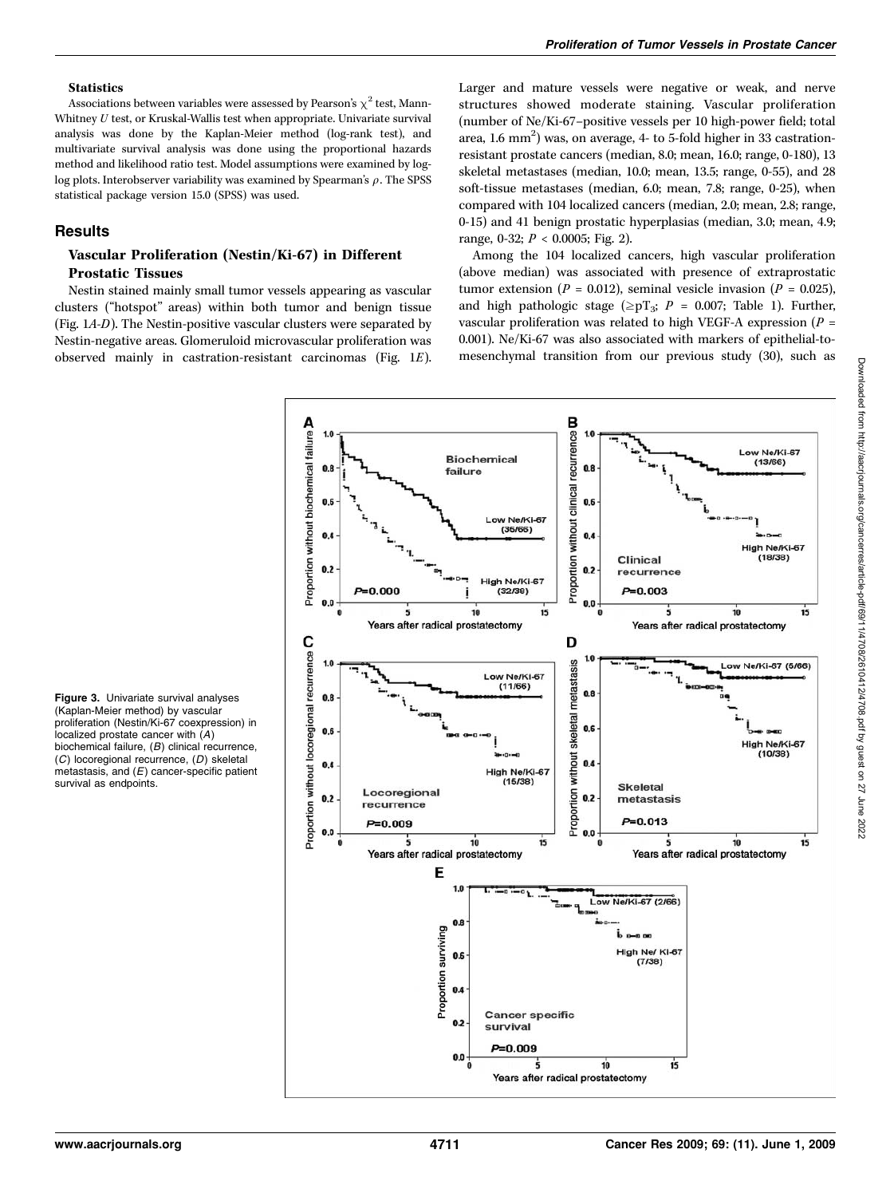### Statistics

Associations between variables were assessed by Pearson's $\chi^2$ test, Mann-Whitney $U$ test, or Kruskal-Wallis test when appropriate. Univariate survival analysis was done by the Kaplan-Meier method (log-rank test), and multivariate survival analysis was done using the proportional hazards method and likelihood ratio test. Model assumptions were examined by log-log plots. Interobserver variability was examined by Spearman's $\rho$. The SPSS statistical package version 15.0 (SPSS) was used.

## Results

### Vascular Proliferation (Nestin/Ki-67) in Different Prostatic Tissues

Nestin stained mainly small tumor vessels appearing as vascular clusters ("hotspot" areas) within both tumor and benign tissue (Fig. 1A-D). The Nestin-positive vascular clusters were separated by Nestin-negative areas. Glomeruloid microvascular proliferation was observed mainly in castration-resistant carcinomas (Fig. 1E). Larger and mature vessels were negative or weak, and nerve structures showed moderate staining. Vascular proliferation (number of Ne/Ki-67–positive vessels per 10 high-power field; total area, 1.6 $mm^2$) was, on average, 4- to 5-fold higher in 33 castration-resistant prostate cancers (median, 8.0; mean, 16.0; range, 0-180), 13 skeletal metastases (median, 10.0; mean, 13.5; range, 0-55), and 28 soft-tissue metastases (median, 6.0; mean, 7.8; range, 0-25), when compared with 104 localized cancers (median, 2.0; mean, 2.8; range, 0-15) and 41 benign prostatic hyperplasias (median, 3.0; mean, 4.9; range, 0-32; $P < 0.0005$; Fig. 2).

Among the 104 localized cancers, high vascular proliferation (above median) was associated with presence of extraprostatic tumor extension ($P = 0.012$), seminal vesicle invasion ($P = 0.025$), and high pathologic stage ($\geq pT_3$; $P = 0.007$; Table 1). Further, vascular proliferation was related to high VEGF-A expression ($P = 0.001$). Ne/Ki-67 was also associated with markers of epithelial-to-mesenchymal transition from our previous study (30), such as

**Figure 3.** Univariate survival analyses (Kaplan-Meier method) by vascular proliferation (Nestin/Ki-67 coexpression) in localized prostate cancer with (A) biochemical failure, (B) clinical recurrence, (C) locoregional recurrence, (D) skeletal metastasis, and (E) cancer-specific patient survival as endpoints.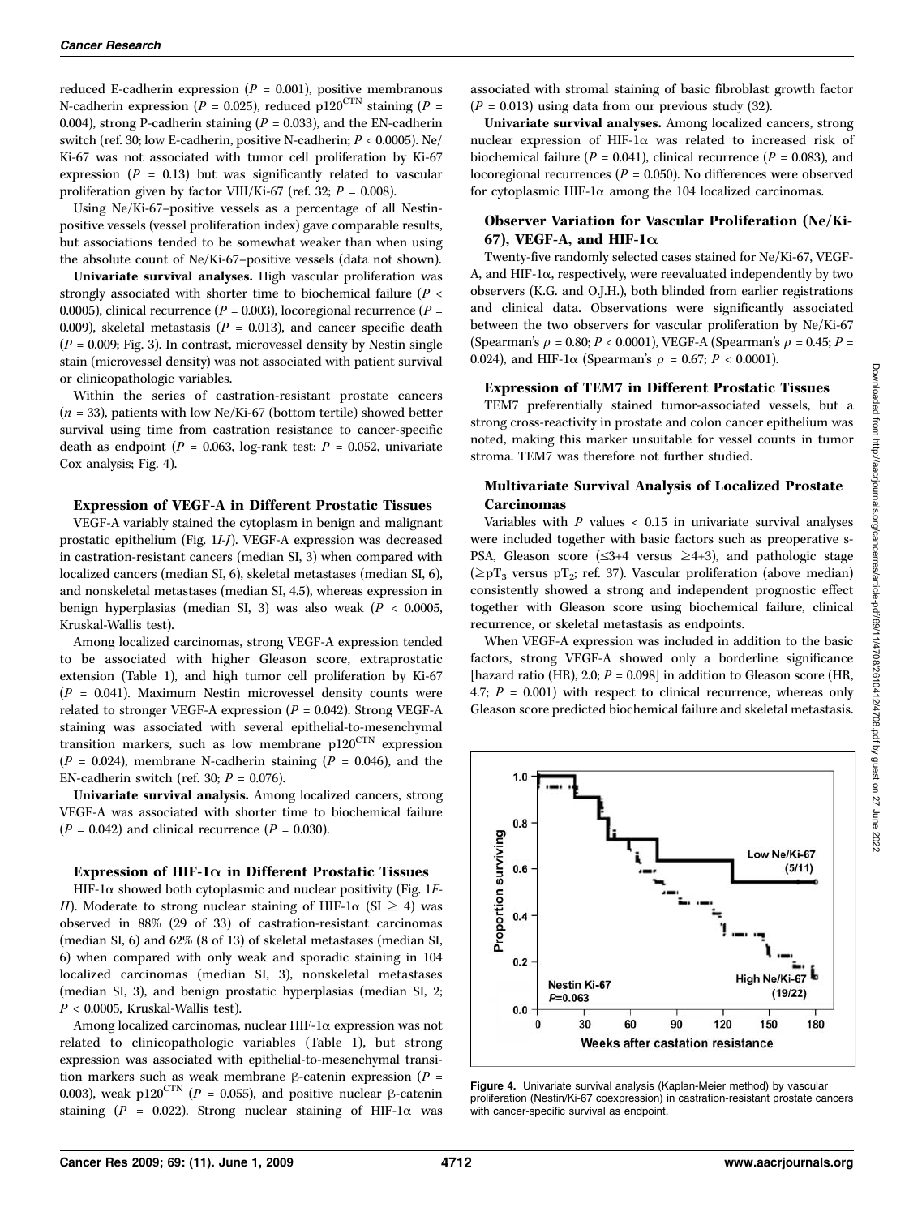reduced E-cadherin expression ($P$ = 0.001), positive membranous N-cadherin expression ($P$ = 0.025), reduced $p120^{CTN}$ staining ($P$ = 0.004), strong P-cadherin staining ($P$ = 0.033), and the EN-cadherin switch (ref. 30; low E-cadherin, positive N-cadherin; $P$ < 0.0005). Ne/Ki-67 was not associated with tumor cell proliferation by Ki-67 expression ($P$ = 0.13) but was significantly related to vascular proliferation given by factor VIII/Ki-67 (ref. 32; $P$ = 0.008).

Using Ne/Ki-67–positive vessels as a percentage of all Nestin-positive vessels (vessel proliferation index) gave comparable results, but associations tended to be somewhat weaker than when using the absolute count of Ne/Ki-67–positive vessels (data not shown).

**Univariate survival analyses.** High vascular proliferation was strongly associated with shorter time to biochemical failure ($P$ < 0.0005), clinical recurrence ($P$ = 0.003), locoregional recurrence ($P$ = 0.009), skeletal metastasis ($P$ = 0.013), and cancer specific death ($P$ = 0.009; Fig. 3). In contrast, microvessel density by Nestin single stain (microvessel density) was not associated with patient survival or clinicopathologic variables.

Within the series of castration-resistant prostate cancers ($n$ = 33), patients with low Ne/Ki-67 (bottom tertile) showed better survival using time from castration resistance to cancer-specific death as endpoint ($P$ = 0.063, log-rank test; $P$ = 0.052, univariate Cox analysis; Fig. 4).

### Expression of VEGF-A in Different Prostatic Tissues

VEGF-A variably stained the cytoplasm in benign and malignant prostatic epithelium (Fig. 1*I-J*). VEGF-A expression was decreased in castration-resistant cancers (median SI, 3) when compared with localized cancers (median SI, 6), skeletal metastases (median SI, 6), and nonskeletal metastases (median SI, 4.5), whereas expression in benign hyperplasias (median SI, 3) was also weak ($P$ < 0.0005, Kruskal-Wallis test).

Among localized carcinomas, strong VEGF-A expression tended to be associated with higher Gleason score, extraprostatic extension (Table 1), and high tumor cell proliferation by Ki-67 ($P$ = 0.041). Maximum Nestin microvessel density counts were related to stronger VEGF-A expression ($P$ = 0.042). Strong VEGF-A staining was associated with several epithelial-to-mesenchymal transition markers, such as low membrane $p120^{CTN}$ expression ($P$ = 0.024), membrane N-cadherin staining ($P$ = 0.046), and the EN-cadherin switch (ref. 30; $P$ = 0.076).

**Univariate survival analysis.** Among localized cancers, strong VEGF-A was associated with shorter time to biochemical failure ($P$ = 0.042) and clinical recurrence ($P$ = 0.030).

### Expression of HIF-1α in Different Prostatic Tissues

HIF-1α showed both cytoplasmic and nuclear positivity (Fig. 1*F-H*). Moderate to strong nuclear staining of HIF-1α (SI ≥ 4) was observed in 88% (29 of 33) of castration-resistant carcinomas (median SI, 6) and 62% (8 of 13) of skeletal metastases (median SI, 6) when compared with only weak and sporadic staining in 104 localized carcinomas (median SI, 3), nonskeletal metastases (median SI, 3), and benign prostatic hyperplasias (median SI, 2; $P$ < 0.0005, Kruskal-Wallis test).

Among localized carcinomas, nuclear HIF-1α expression was not related to clinicopathologic variables (Table 1), but strong expression was associated with epithelial-to-mesenchymal transition markers such as weak membrane β-catenin expression ($P$ = 0.003), weak $p120^{CTN}$ ($P$ = 0.055), and positive nuclear β-catenin staining ($P$ = 0.022). Strong nuclear staining of HIF-1α was associated with stromal staining of basic fibroblast growth factor ($P$ = 0.013) using data from our previous study (32).

**Univariate survival analyses.** Among localized cancers, strong nuclear expression of HIF-1α was related to increased risk of biochemical failure ($P$ = 0.041), clinical recurrence ($P$ = 0.083), and locoregional recurrences ($P$ = 0.050). No differences were observed for cytoplasmic HIF-1α among the 104 localized carcinomas.

### Observer Variation for Vascular Proliferation (Ne/Ki-67), VEGF-A, and HIF-1α

Twenty-five randomly selected cases stained for Ne/Ki-67, VEGF-A, and HIF-1α, respectively, were reevaluated independently by two observers (K.G. and O.J.H.), both blinded from earlier registrations and clinical data. Observations were significantly associated between the two observers for vascular proliferation by Ne/Ki-67 (Spearman's $\rho$ = 0.80; $P$ < 0.0001), VEGF-A (Spearman's $\rho$ = 0.45; $P$ = 0.024), and HIF-1α (Spearman's $\rho$ = 0.67; $P$ < 0.0001).

### Expression of TEM7 in Different Prostatic Tissues

TEM7 preferentially stained tumor-associated vessels, but a strong cross-reactivity in prostate and colon cancer epithelium was noted, making this marker unsuitable for vessel counts in tumor stroma. TEM7 was therefore not further studied.

### Multivariate Survival Analysis of Localized Prostate Carcinomas

Variables with $P$ values < 0.15 in univariate survival analyses were included together with basic factors such as preoperative s-PSA, Gleason score (≤3+4 versus ≥4+3), and pathologic stage (≥$pT_3$ versus $pT_2$; ref. 37). Vascular proliferation (above median) consistently showed a strong and independent prognostic effect together with Gleason score using biochemical failure, clinical recurrence, or skeletal metastasis as endpoints.

When VEGF-A expression was included in addition to the basic factors, strong VEGF-A showed only a borderline significance [hazard ratio (HR), 2.0; $P$ = 0.098] in addition to Gleason score (HR, 4.7; $P$ = 0.001) with respect to clinical recurrence, whereas only Gleason score predicted biochemical failure and skeletal metastasis.

**Figure 4.** Univariate survival analysis (Kaplan-Meier method) by vascular proliferation (Nestin/Ki-67 coexpression) in castration-resistant prostate cancers with cancer-specific survival as endpoint.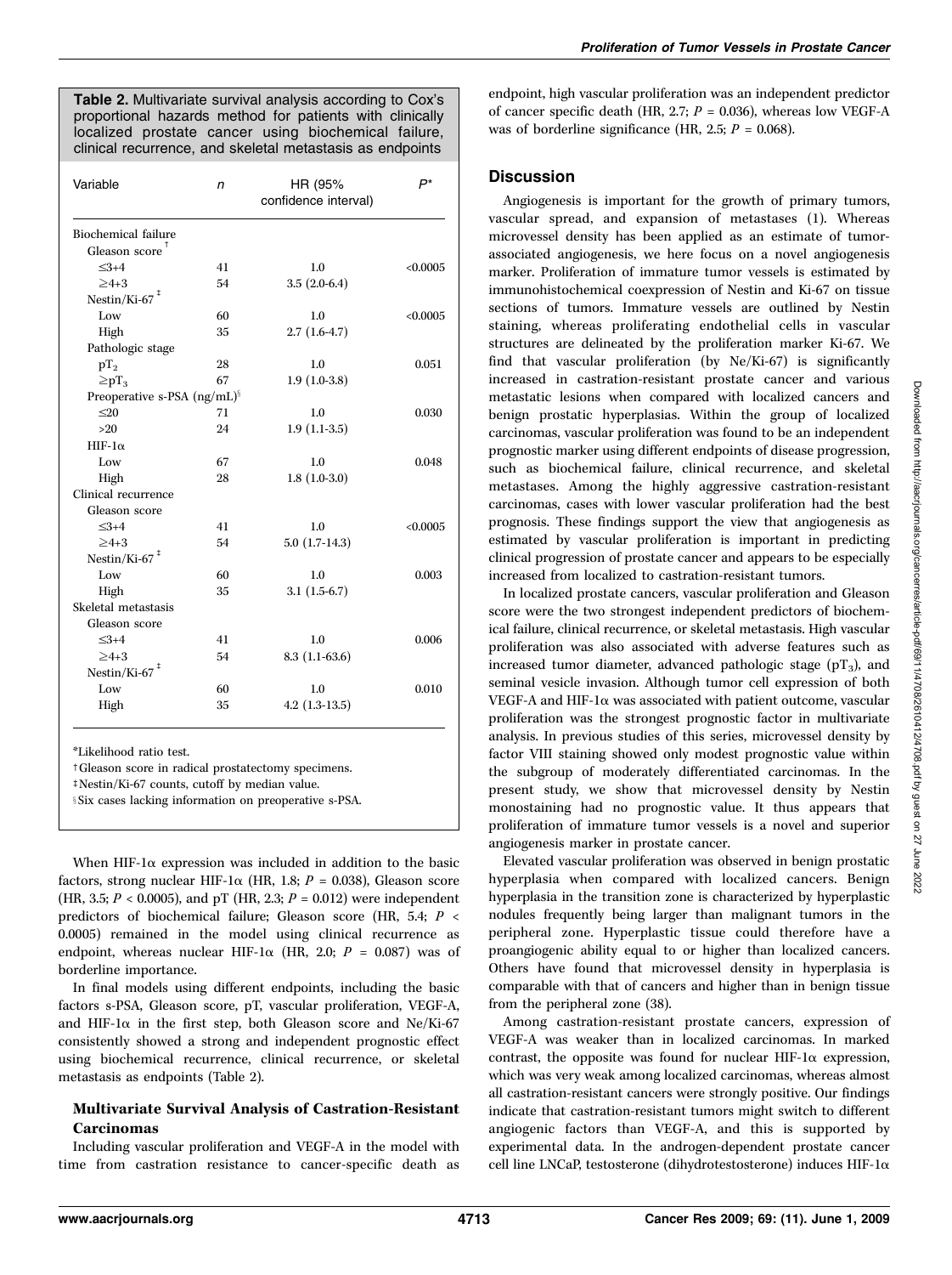**Table 2.** Multivariate survival analysis according to Cox's proportional hazards method for patients with clinically localized prostate cancer using biochemical failure, clinical recurrence, and skeletal metastasis as endpoints

| Variable | n | HR (95% confidence interval) | P* |
|---|---|---|---|
| Biochemical failure | | | |
| Gleason score† | | | |
| ≤3+4 | 41 | 1.0 | <0.0005 |
| ≥4+3 | 54 | 3.5 (2.0-6.4) | |
| Nestin/Ki-67‡ | | | |
| Low | 60 | 1.0 | <0.0005 |
| High | 35 | 2.7 (1.6-4.7) | |
| Pathologic stage | | | |
| $pT_2$ | 28 | 1.0 | 0.051 |
| $\geq pT_3$ | 67 | 1.9 (1.0-3.8) | |
| Preoperative s-PSA (ng/mL)§ | | | |
| ≤20 | 71 | 1.0 | 0.030 |
| >20 | 24 | 1.9 (1.1-3.5) | |
| HIF-1α | | | |
| Low | 67 | 1.0 | 0.048 |
| High | 28 | 1.8 (1.0-3.0) | |
| Clinical recurrence | | | |
| Gleason score | | | |
| ≤3+4 | 41 | 1.0 | <0.0005 |
| ≥4+3 | 54 | 5.0 (1.7-14.3) | |
| Nestin/Ki-67‡ | | | |
| Low | 60 | 1.0 | 0.003 |
| High | 35 | 3.1 (1.5-6.7) | |
| Skeletal metastasis | | | |
| Gleason score | | | |
| ≤3+4 | 41 | 1.0 | 0.006 |
| ≥4+3 | 54 | 8.3 (1.1-63.6) | |
| Nestin/Ki-67‡ | | | |
| Low | 60 | 1.0 | 0.010 |
| High | 35 | 4.2 (1.3-13.5) | |

*Likelihood ratio test.

†Gleason score in radical prostatectomy specimens.

‡Nestin/Ki-67 counts, cutoff by median value.

§Six cases lacking information on preoperative s-PSA.

When HIF-1α expression was included in addition to the basic factors, strong nuclear HIF-1α (HR, 1.8; $P = 0.038$), Gleason score (HR, 3.5; $P < 0.0005$), and pT (HR, 2.3; $P = 0.012$) were independent predictors of biochemical failure; Gleason score (HR, 5.4; $P < 0.0005$) remained in the model using clinical recurrence as endpoint, whereas nuclear HIF-1α (HR, 2.0; $P = 0.087$) was of borderline importance.

In final models using different endpoints, including the basic factors s-PSA, Gleason score, pT, vascular proliferation, VEGF-A, and HIF-1α in the first step, both Gleason score and Ne/Ki-67 consistently showed a strong and independent prognostic effect using biochemical recurrence, clinical recurrence, or skeletal metastasis as endpoints (Table 2).

### Multivariate Survival Analysis of Castration-Resistant Carcinomas

Including vascular proliferation and VEGF-A in the model with time from castration resistance to cancer-specific death as endpoint, high vascular proliferation was an independent predictor of cancer specific death (HR, 2.7; $P = 0.036$), whereas low VEGF-A was of borderline significance (HR, 2.5; $P = 0.068$).

## Discussion

Angiogenesis is important for the growth of primary tumors, vascular spread, and expansion of metastases (1). Whereas microvessel density has been applied as an estimate of tumor-associated angiogenesis, we here focus on a novel angiogenesis marker. Proliferation of immature tumor vessels is estimated by immunohistochemical coexpression of Nestin and Ki-67 on tissue sections of tumors. Immature vessels are outlined by Nestin staining, whereas proliferating endothelial cells in vascular structures are delineated by the proliferation marker Ki-67. We find that vascular proliferation (by Ne/Ki-67) is significantly increased in castration-resistant prostate cancer and various metastatic lesions when compared with localized cancers and benign prostatic hyperplasias. Within the group of localized carcinomas, vascular proliferation was found to be an independent prognostic marker using different endpoints of disease progression, such as biochemical failure, clinical recurrence, and skeletal metastases. Among the highly aggressive castration-resistant carcinomas, cases with lower vascular proliferation had the best prognosis. These findings support the view that angiogenesis as estimated by vascular proliferation is important in predicting clinical progression of prostate cancer and appears to be especially increased from localized to castration-resistant tumors.

In localized prostate cancers, vascular proliferation and Gleason score were the two strongest independent predictors of biochemical failure, clinical recurrence, or skeletal metastasis. High vascular proliferation was also associated with adverse features such as increased tumor diameter, advanced pathologic stage ($pT_3$), and seminal vesicle invasion. Although tumor cell expression of both VEGF-A and HIF-1α was associated with patient outcome, vascular proliferation was the strongest prognostic factor in multivariate analysis. In previous studies of this series, microvessel density by factor VIII staining showed only modest prognostic value within the subgroup of moderately differentiated carcinomas. In the present study, we show that microvessel density by Nestin monostaining had no prognostic value. It thus appears that proliferation of immature tumor vessels is a novel and superior angiogenesis marker in prostate cancer.

Elevated vascular proliferation was observed in benign prostatic hyperplasia when compared with localized cancers. Benign hyperplasia in the transition zone is characterized by hyperplastic nodules frequently being larger than malignant tumors in the peripheral zone. Hyperplastic tissue could therefore have a proangiogenic ability equal to or higher than localized cancers. Others have found that microvessel density in hyperplasia is comparable with that of cancers and higher than in benign tissue from the peripheral zone (38).

Among castration-resistant prostate cancers, expression of VEGF-A was weaker than in localized carcinomas. In marked contrast, the opposite was found for nuclear HIF-1α expression, which was very weak among localized carcinomas, whereas almost all castration-resistant cancers were strongly positive. Our findings indicate that castration-resistant tumors might switch to different angiogenic factors than VEGF-A, and this is supported by experimental data. In the androgen-dependent prostate cancer cell line LNCaP, testosterone (dihydrotestosterone) induces HIF-1α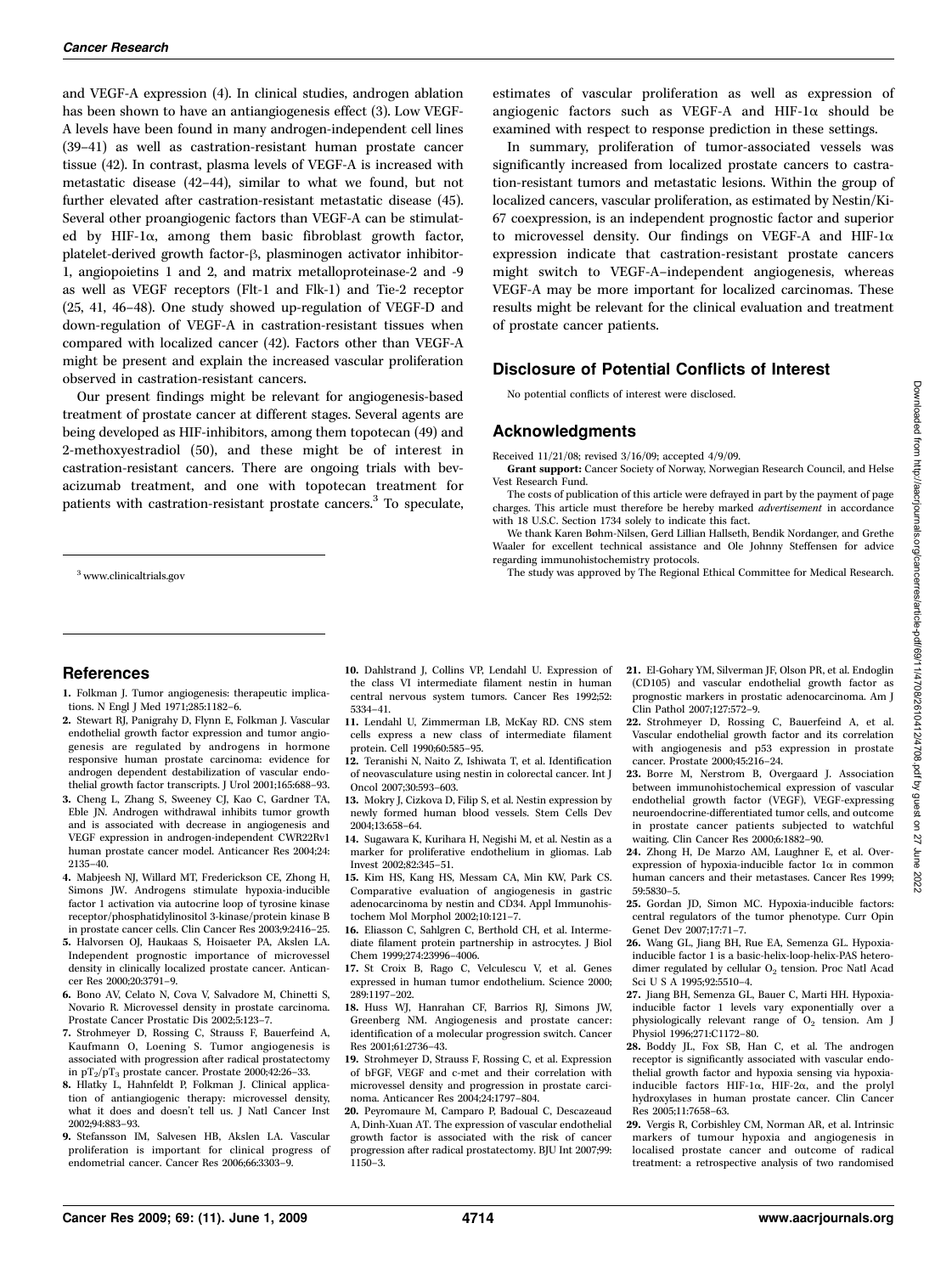and VEGF-A expression (4). In clinical studies, androgen ablation has been shown to have an antiangiogenesis effect (3). Low VEGF-A levels have been found in many androgen-independent cell lines (39–41) as well as castration-resistant human prostate cancer tissue (42). In contrast, plasma levels of VEGF-A is increased with metastatic disease (42–44), similar to what we found, but not further elevated after castration-resistant metastatic disease (45). Several other proangiogenic factors than VEGF-A can be stimulated by HIF-1α, among them basic fibroblast growth factor, platelet-derived growth factor-β, plasminogen activator inhibitor-1, angiopoietins 1 and 2, and matrix metalloproteinase-2 and -9 as well as VEGF receptors (Flt-1 and Flk-1) and Tie-2 receptor (25, 41, 46–48). One study showed up-regulation of VEGF-D and down-regulation of VEGF-A in castration-resistant tissues when compared with localized cancer (42). Factors other than VEGF-A might be present and explain the increased vascular proliferation observed in castration-resistant cancers.

Our present findings might be relevant for angiogenesis-based treatment of prostate cancer at different stages. Several agents are being developed as HIF-inhibitors, among them topotecan (49) and 2-methoxyestradiol (50), and these might be of interest in castration-resistant cancers. There are ongoing trials with bevacizumab treatment, and one with topotecan treatment for patients with castration-resistant prostate cancers.[3] To speculate, estimates of vascular proliferation as well as expression of angiogenic factors such as VEGF-A and HIF-1α should be examined with respect to response prediction in these settings.

In summary, proliferation of tumor-associated vessels was significantly increased from localized prostate cancers to castration-resistant tumors and metastatic lesions. Within the group of localized cancers, vascular proliferation, as estimated by Nestin/Ki-67 coexpression, is an independent prognostic factor and superior to microvessel density. Our findings on VEGF-A and HIF-1α expression indicate that castration-resistant prostate cancers might switch to VEGF-A–independent angiogenesis, whereas VEGF-A may be more important for localized carcinomas. These results might be relevant for the clinical evaluation and treatment of prostate cancer patients.

[3] www.clinicaltrials.gov

## Disclosure of Potential Conflicts of Interest

No potential conflicts of interest were disclosed.

## Acknowledgments

Received 11/21/08; revised 3/16/09; accepted 4/9/09.

**Grant support:** Cancer Society of Norway, Norwegian Research Council, and Helse Vest Research Fund.

The costs of publication of this article were defrayed in part by the payment of page charges. This article must therefore be hereby marked *advertisement* in accordance with 18 U.S.C. Section 1734 solely to indicate this fact.

We thank Karen Bøhm-Nilsen, Gerd Lillian Hallseth, Bendik Nordanger, and Grethe Waaler for excellent technical assistance and Ole Johnny Steffensen for advice regarding immunohistochemistry protocols.

The study was approved by The Regional Ethical Committee for Medical Research.

## References

1. Folkman J. Tumor angiogenesis: therapeutic implications. N Engl J Med 1971;285:1182–6.
2. Stewart RJ, Panigrahy D, Flynn E, Folkman J. Vascular endothelial growth factor expression and tumor angiogenesis are regulated by androgens in hormone responsive human prostate carcinoma: evidence for androgen dependent destabilization of vascular endothelial growth factor transcripts. J Urol 2001;165:688–93.
3. Cheng L, Zhang S, Sweeney CJ, Kao C, Gardner TA, Eble JN. Androgen withdrawal inhibits tumor growth and is associated with decrease in angiogenesis and VEGF expression in androgen-independent CWR22Rv1 human prostate cancer model. Anticancer Res 2004;24:2135–40.
4. Mabjeesh NJ, Willard MT, Frederickson CE, Zhong H, Simons JW. Androgens stimulate hypoxia-inducible factor 1 activation via autocrine loop of tyrosine kinase receptor/phosphatidylinositol 3-kinase/protein kinase B in prostate cancer cells. Clin Cancer Res 2003;9:2416–25.
5. Halvorsen OJ, Haukaas S, Hoisaeter PA, Akslen LA. Independent prognostic importance of microvessel density in clinically localized prostate cancer. Anticancer Res 2000;20:3791–9.
6. Bono AV, Celato N, Cova V, Salvadore M, Chinetti S, Novario R. Microvessel density in prostate carcinoma. Prostate Cancer Prostatic Dis 2002;5:123–7.
7. Strohmeyer D, Rossing C, Strauss F, Bauerfeind A, Kaufmann O, Loening S. Tumor angiogenesis is associated with progression after radical prostatectomy in $pT_2/pT_3$ prostate cancer. Prostate 2000;42:26–33.
8. Hlatky L, Hahnfeldt P, Folkman J. Clinical application of antiangiogenic therapy: microvessel density, what it does and doesn't tell us. J Natl Cancer Inst 2002;94:883–93.
9. Stefansson IM, Salvesen HB, Akslen LA. Vascular proliferation is important for clinical progress of endometrial cancer. Cancer Res 2006;66:3303–9.
10. Dahlstrand J, Collins VP, Lendahl U. Expression of the class VI intermediate filament nestin in human central nervous system tumors. Cancer Res 1992;52:5334–41.
11. Lendahl U, Zimmerman LB, McKay RD. CNS stem cells express a new class of intermediate filament protein. Cell 1990;60:585–95.
12. Teranishi N, Naito Z, Ishiwata T, et al. Identification of neovasculature using nestin in colorectal cancer. Int J Oncol 2007;30:593–603.
13. Mokry J, Cizkova D, Filip S, et al. Nestin expression by newly formed human blood vessels. Stem Cells Dev 2004;13:658–64.
14. Sugawara K, Kurihara H, Negishi M, et al. Nestin as a marker for proliferative endothelium in gliomas. Lab Invest 2002;82:345–51.
15. Kim HS, Kang HS, Messam CA, Min KW, Park CS. Comparative evaluation of angiogenesis in gastric adenocarcinoma by nestin and CD34. Appl Immunohistochem Mol Morphol 2002;10:121–7.
16. Eliasson C, Sahlgren C, Berthold CH, et al. Intermediate filament protein partnership in astrocytes. J Biol Chem 1999;274:23996–4006.
17. St Croix B, Rago C, Velculescu V, et al. Genes expressed in human tumor endothelium. Science 2000;289:1197–202.
18. Huss WJ, Hanrahan CF, Barrios RJ, Simons JW, Greenberg NM. Angiogenesis and prostate cancer: identification of a molecular progression switch. Cancer Res 2001;61:2736–43.
19. Strohmeyer D, Strauss F, Rossing C, et al. Expression of bFGF, VEGF and c-met and their correlation with microvessel density and progression in prostate carcinoma. Anticancer Res 2004;24:1797–804.
20. Peyromaure M, Camparo P, Badoual C, Descazeaud A, Dinh-Xuan AT. The expression of vascular endothelial growth factor is associated with the risk of cancer progression after radical prostatectomy. BJU Int 2007;99:1150–3.
21. El-Gohary YM, Silverman JF, Olson PR, et al. Endoglin (CD105) and vascular endothelial growth factor as prognostic markers in prostatic adenocarcinoma. Am J Clin Pathol 2007;127:572–9.
22. Strohmeyer D, Rossing C, Bauerfeind A, et al. Vascular endothelial growth factor and its correlation with angiogenesis and p53 expression in prostate cancer. Prostate 2000;45:216–24.
23. Borre M, Nerstrom B, Overgaard J. Association between immunohistochemical expression of vascular endothelial growth factor (VEGF), VEGF-expressing neuroendocrine-differentiated tumor cells, and outcome in prostate cancer patients subjected to watchful waiting. Clin Cancer Res 2000;6:1882–90.
24. Zhong H, De Marzo AM, Laughner E, et al. Overexpression of hypoxia-inducible factor 1α in common human cancers and their metastases. Cancer Res 1999;59:5830–5.
25. Gordan JD, Simon MC. Hypoxia-inducible factors: central regulators of the tumor phenotype. Curr Opin Genet Dev 2007;17:71–7.
26. Wang GL, Jiang BH, Rue EA, Semenza GL. Hypoxia-inducible factor 1 is a basic-helix-loop-helix-PAS heterodimer regulated by cellular $O_2$ tension. Proc Natl Acad Sci U S A 1995;92:5510–4.
27. Jiang BH, Semenza GL, Bauer C, Marti HH. Hypoxia-inducible factor 1 levels vary exponentially over a physiologically relevant range of $O_2$ tension. Am J Physiol 1996;271:C1172–80.
28. Boddy JL, Fox SB, Han C, et al. The androgen receptor is significantly associated with vascular endothelial growth factor and hypoxia sensing via hypoxia-inducible factors HIF-1α, HIF-2α, and the prolyl hydroxylases in human prostate cancer. Clin Cancer Res 2005;11:7658–63.
29. Vergis R, Corbishley CM, Norman AR, et al. Intrinsic markers of tumour hypoxia and angiogenesis in localised prostate cancer and outcome of radical treatment: a retrospective analysis of two randomised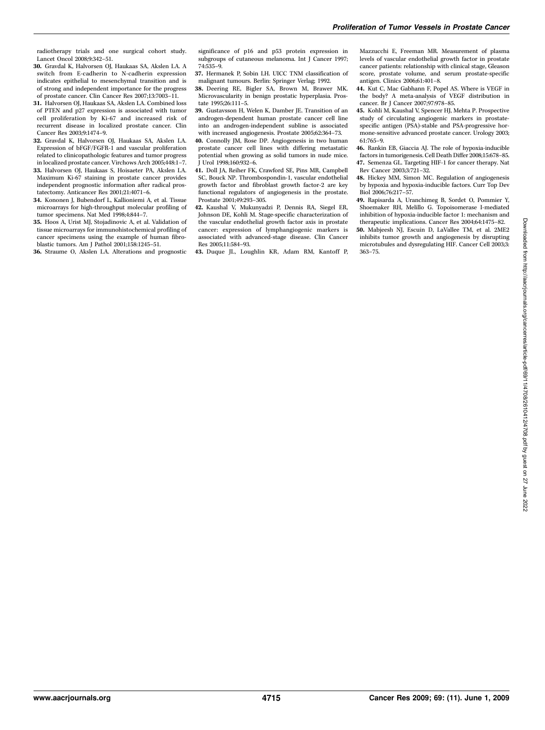radiotherapy trials and one surgical cohort study. Lancet Oncol 2008;9:342–51.

30. Gravdal K, Halvorsen OJ, Haukaas SA, Akslen LA. A switch from E-cadherin to N-cadherin expression indicates epithelial to mesenchymal transition and is of strong and independent importance for the progress of prostate cancer. Clin Cancer Res 2007;13:7003–11.

31. Halvorsen OJ, Haukaas SA, Akslen LA. Combined loss of PTEN and p27 expression is associated with tumor cell proliferation by Ki-67 and increased risk of recurrent disease in localized prostate cancer. Clin Cancer Res 2003;9:1474–9.

32. Gravdal K, Halvorsen OJ, Haukaas SA, Akslen LA. Expression of bFGF/FGFR-1 and vascular proliferation related to clinicopathologic features and tumor progress in localized prostate cancer. Virchows Arch 2005;448:1–7.

33. Halvorsen OJ, Haukaas S, Hoisaeter PA, Akslen LA. Maximum Ki-67 staining in prostate cancer provides independent prognostic information after radical prostatectomy. Anticancer Res 2001;21:4071–6.

34. Kononen J, Bubendorf L, Kallioniemi A, et al. Tissue microarrays for high-throughput molecular profiling of tumor specimens. Nat Med 1998;4:844–7.

35. Hoos A, Urist MJ, Stojadinovic A, et al. Validation of tissue microarrays for immunohistochemical profiling of cancer specimens using the example of human fibroblastic tumors. Am J Pathol 2001;158:1245–51.

36. Straume O, Akslen LA. Alterations and prognostic significance of p16 and p53 protein expression in subgroups of cutaneous melanoma. Int J Cancer 1997; 74:535–9.

37. Hermanek P, Sobin LH. UICC TNM classification of malignant tumours. Berlin: Springer Verlag; 1992.

38. Deering RE, Bigler SA, Brown M, Brawer MK. Microvascularity in benign prostatic hyperplasia. Prostate 1995;26:111–5.

39. Gustavsson H, Welen K, Damber JE. Transition of an androgen-dependent human prostate cancer cell line into an androgen-independent subline is associated with increased angiogenesis. Prostate 2005;62:364–73.

40. Connolly JM, Rose DP. Angiogenesis in two human prostate cancer cell lines with differing metastatic potential when growing as solid tumors in nude mice. J Urol 1998;160:932–6.

41. Doll JA, Reiher FK, Crawford SE, Pins MR, Campbell SC, Bouck NP. Thrombospondin-1, vascular endothelial growth factor and fibroblast growth factor-2 are key functional regulators of angiogenesis in the prostate. Prostate 2001;49:293–305.

42. Kaushal V, Mukunyadzi P, Dennis RA, Siegel ER, Johnson DE, Kohli M. Stage-specific characterization of the vascular endothelial growth factor axis in prostate cancer: expression of lymphangiogenic markers is associated with advanced-stage disease. Clin Cancer Res 2005;11:584–93.

43. Duque JL, Loughlin KR, Adam RM, Kantoff P, Mazzucchi E, Freeman MR. Measurement of plasma levels of vascular endothelial growth factor in prostate cancer patients: relationship with clinical stage, Gleason score, prostate volume, and serum prostate-specific antigen. Clinics 2006;61:401–8.

44. Kut C, Mac Gabhann F, Popel AS. Where is VEGF in the body? A meta-analysis of VEGF distribution in cancer. Br J Cancer 2007;97:978–85.

45. Kohli M, Kaushal V, Spencer HJ, Mehta P. Prospective study of circulating angiogenic markers in prostate-specific antigen (PSA)-stable and PSA-progressive hormone-sensitive advanced prostate cancer. Urology 2003; 61:765–9.

46. Rankin EB, Giaccia AJ. The role of hypoxia-inducible factors in tumorigenesis. Cell Death Differ 2008;15:678–85.

47. Semenza GL. Targeting HIF-1 for cancer therapy. Nat Rev Cancer 2003;3:721–32.

48. Hickey MM, Simon MC. Regulation of angiogenesis by hypoxia and hypoxia-inducible factors. Curr Top Dev Biol 2006;76:217–57.

49. Rapisarda A, Uranchimeg B, Sordet O, Pommier Y, Shoemaker RH, Melillo G. Topoisomerase I-mediated inhibition of hypoxia-inducible factor 1: mechanism and therapeutic implications. Cancer Res 2004;64:1475–82.

50. Mabjeesh NJ, Escuin D, LaVallee TM, et al. 2ME2 inhibits tumor growth and angiogenesis by disrupting microtubules and dysregulating HIF. Cancer Cell 2003;3: 363–75.